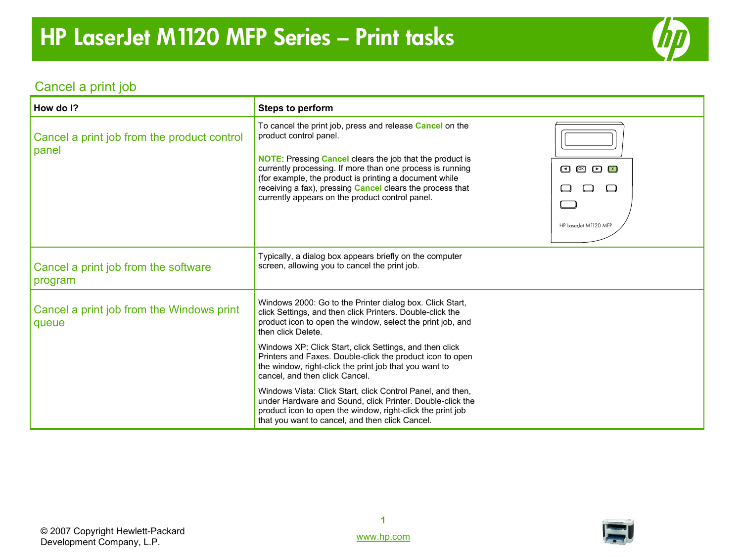# HP LaserJet M1120 MFP Series – Print tasks

## Cancel a print job

| How do I? | Steps to perform |
| --- | --- |
| Cancel a print job from the product control panel | To cancel the print job, press and release **Cancel** on the product control panel.<br><br>**NOTE**: Pressing **Cancel** clears the job that the product is currently processing. If more than one process is running (for example, the product is printing a document while receiving a fax), pressing **Cancel** clears the process that currently appears on the product control panel. |
| Cancel a print job from the software program | Typically, a dialog box appears briefly on the computer screen, allowing you to cancel the print job. |
| Cancel a print job from the Windows print queue | Windows 2000: Go to the Printer dialog box. Click Start, click Settings, and then click Printers. Double-click the product icon to open the window, select the print job, and then click Delete.<br><br>Windows XP: Click Start, click Settings, and then click Printers and Faxes. Double-click the product icon to open the window, right-click the print job that you want to cancel, and then click Cancel.<br><br>Windows Vista: Click Start, click Control Panel, and then, under Hardware and Sound, click Printer. Double-click the product icon to open the window, right-click the print job that you want to cancel, and then click Cancel. |

© 2007 Copyright Hewlett-Packard Development Company, L.P.

www.hp.com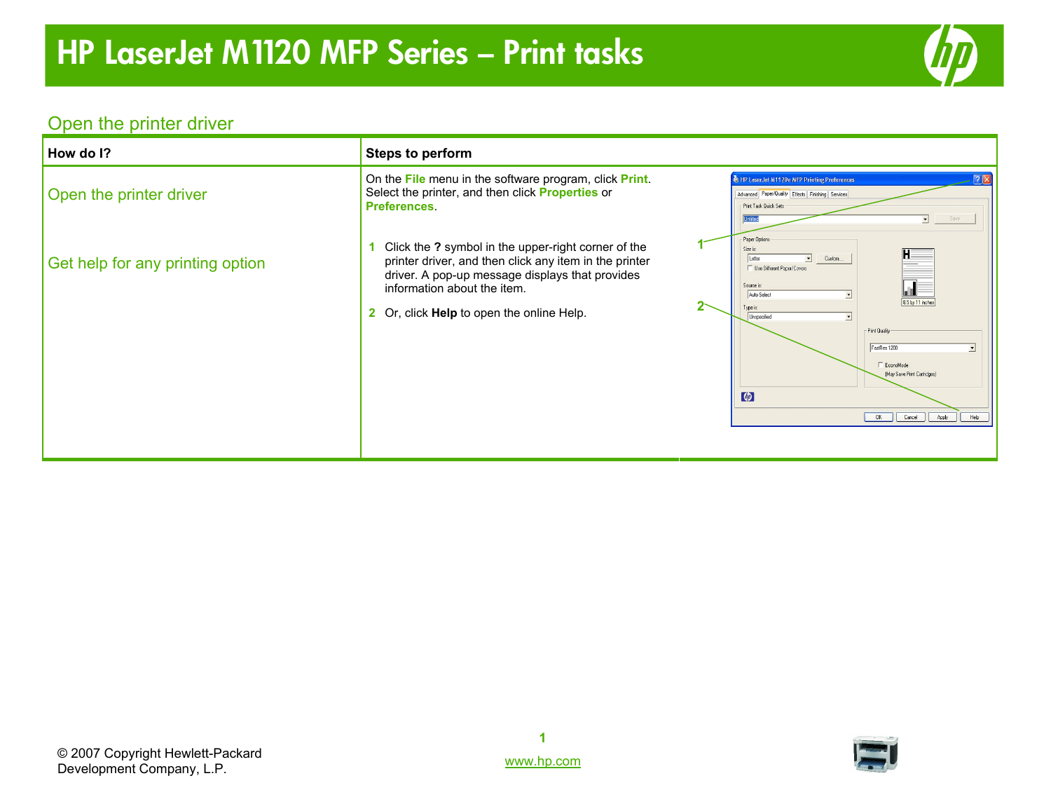# HP LaserJet M1120 MFP Series – Print tasks

## Open the printer driver

| How do I? | Steps to perform |
| --- | --- |
| Open the printer driver | On the **File** menu in the software program, click **Print**. Select the printer, and then click **Properties** or **Preferences**. |
| Get help for any printing option | **1** Click the **?** symbol in the upper-right corner of the printer driver, and then click any item in the printer driver. A pop-up message displays that provides information about the item.<br>**2** Or, click **Help** to open the online Help. |

© 2007 Copyright Hewlett-Packard Development Company, L.P.

www.hp.com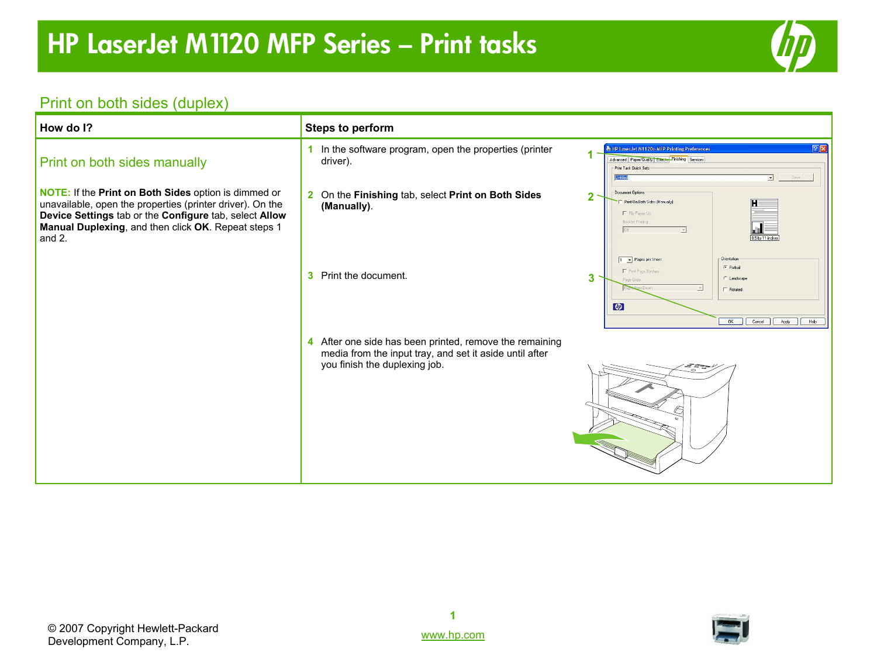# HP LaserJet M1120 MFP Series – Print tasks

## Print on both sides (duplex)

| How do I? | Steps to perform |
|---|---|
| **Print on both sides manually**<br><br>**NOTE:** If the **Print on Both Sides** option is dimmed or unavailable, open the properties (printer driver). On the **Device Settings** tab or the **Configure** tab, select **Allow Manual Duplexing**, and then click **OK**. Repeat steps 1 and 2. | **1** In the software program, open the properties (printer driver).<br><br>**2** On the **Finishing** tab, select **Print on Both Sides (Manually)**.<br><br>**3** Print the document.<br><br>**4** After one side has been printed, remove the remaining media from the input tray, and set it aside until after you finish the duplexing job. |

© 2007 Copyright Hewlett-Packard Development Company, L.P.

www.hp.com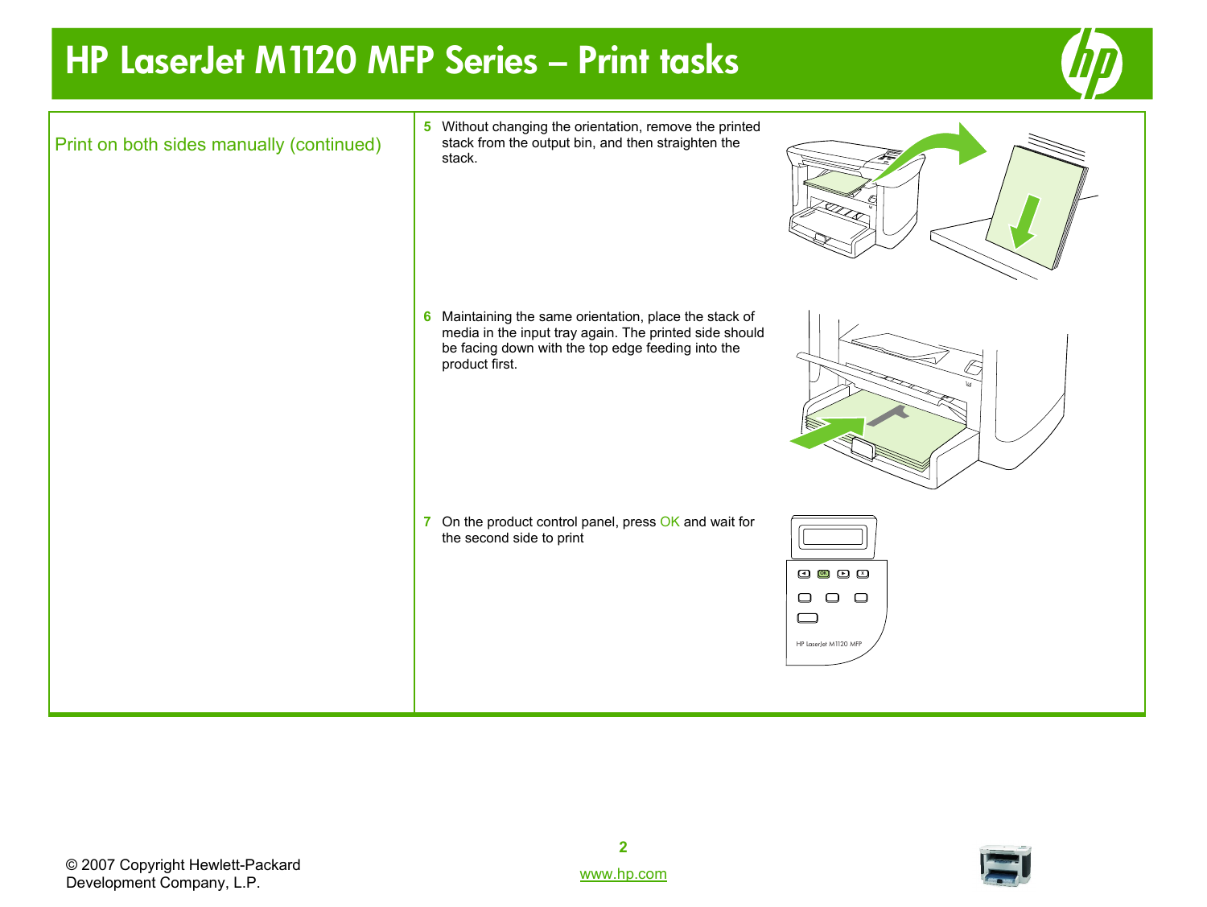# HP LaserJet M1120 MFP Series – Print tasks

## Print on both sides manually (continued)

5 Without changing the orientation, remove the printed stack from the output bin, and then straighten the stack.

6 Maintaining the same orientation, place the stack of media in the input tray again. The printed side should be facing down with the top edge feeding into the product first.

7 On the product control panel, press OK and wait for the second side to print

© 2007 Copyright Hewlett-Packard Development Company, L.P.

www.hp.com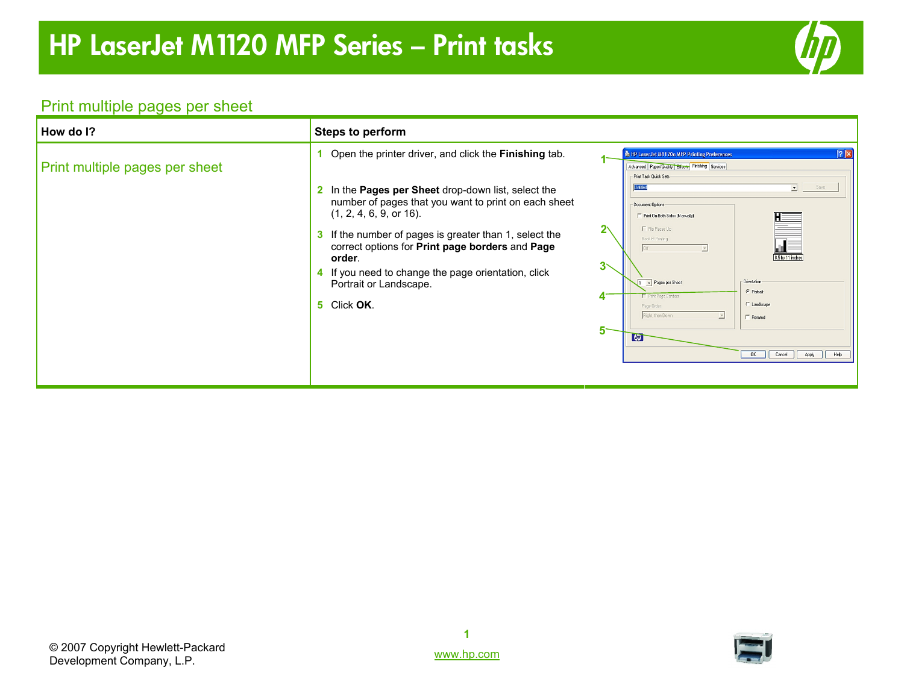# HP LaserJet M1120 MFP Series – Print tasks

## Print multiple pages per sheet

| How do I? | Steps to perform |
|---|---|
| Print multiple pages per sheet | **1** Open the printer driver, and click the **Finishing** tab.<br><br>**2** In the **Pages per Sheet** drop-down list, select the number of pages that you want to print on each sheet (1, 2, 4, 6, 9, or 16).<br><br>**3** If the number of pages is greater than 1, select the correct options for **Print page borders** and **Page order**.<br><br>**4** If you need to change the page orientation, click Portrait or Landscape.<br><br>**5** Click **OK**. |

© 2007 Copyright Hewlett-Packard Development Company, L.P.

www.hp.com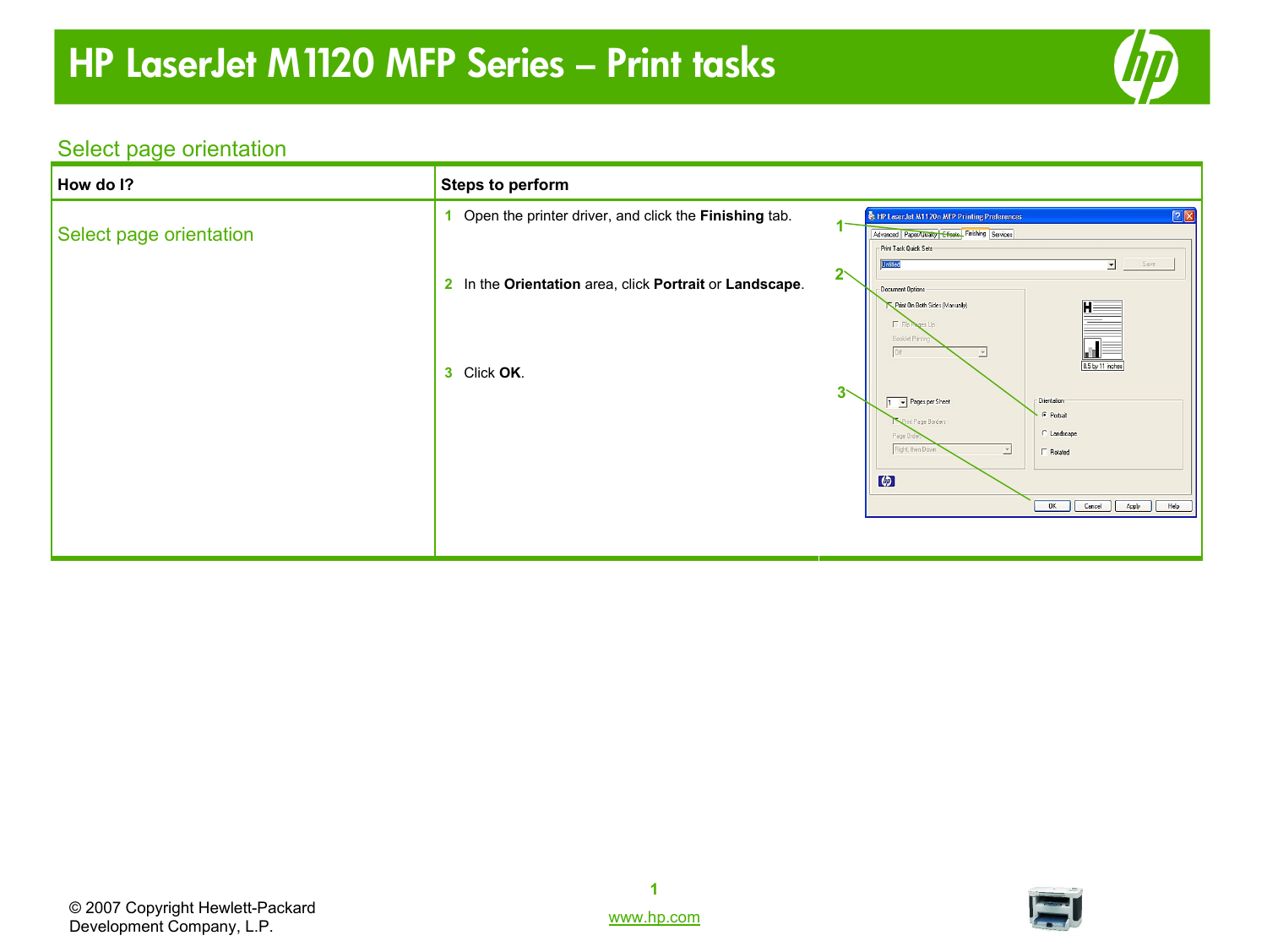# HP LaserJet M1120 MFP Series – Print tasks

## Select page orientation

| How do I? | Steps to perform |
| --- | --- |
| Select page orientation | **1** Open the printer driver, and click the **Finishing** tab.<br><br>**2** In the **Orientation** area, click **Portrait** or **Landscape**.<br><br>**3** Click **OK**. |

© 2007 Copyright Hewlett-Packard Development Company, L.P.

www.hp.com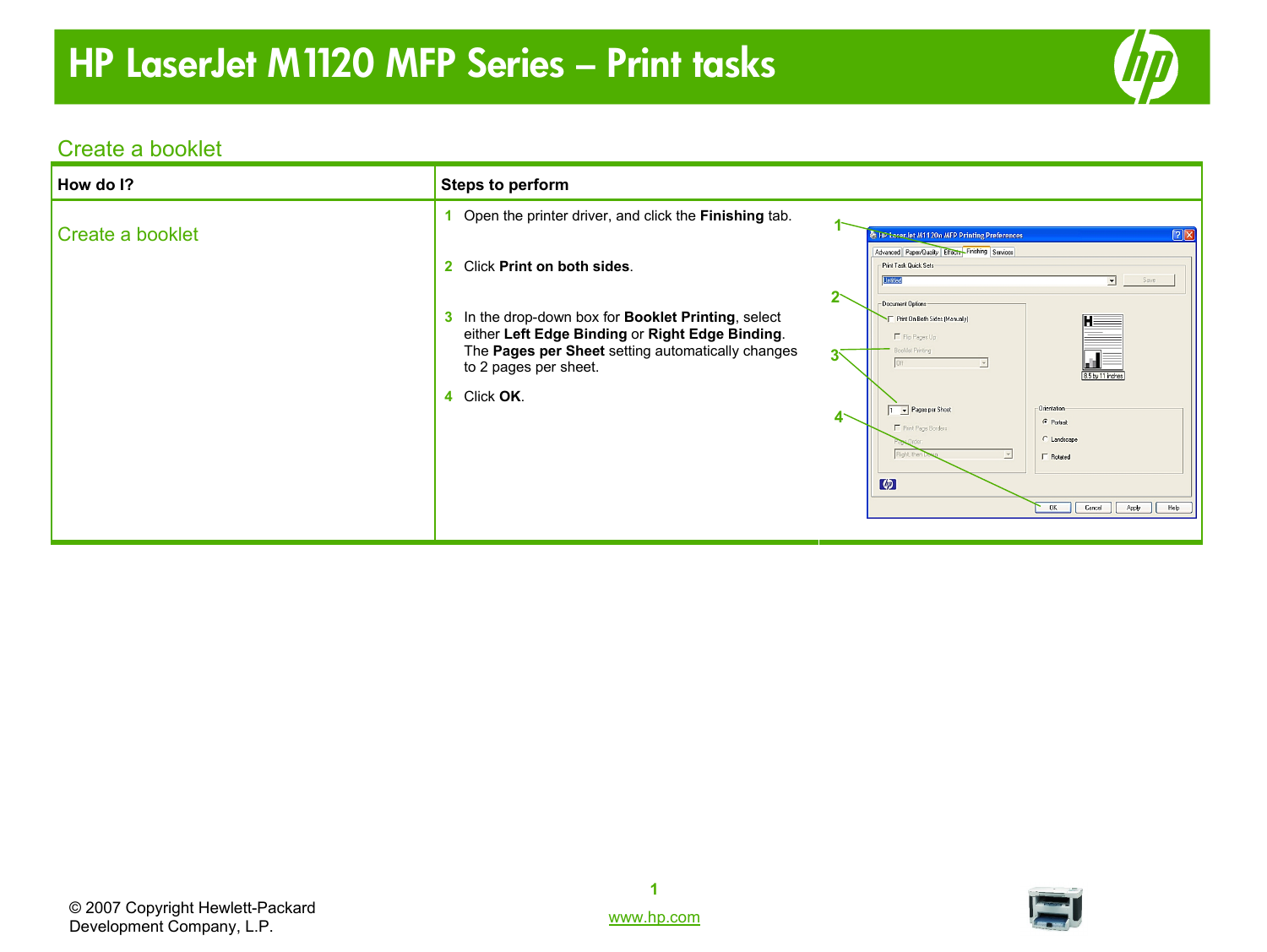# HP LaserJet M1120 MFP Series – Print tasks

## Create a booklet

| How do I? | Steps to perform |
|---|---|
| Create a booklet | 1 Open the printer driver, and click the **Finishing** tab.<br><br>2 Click **Print on both sides**.<br><br>3 In the drop-down box for **Booklet Printing**, select either **Left Edge Binding** or **Right Edge Binding**. The **Pages per Sheet** setting automatically changes to 2 pages per sheet.<br><br>4 Click **OK**. |

© 2007 Copyright Hewlett-Packard Development Company, L.P.

www.hp.com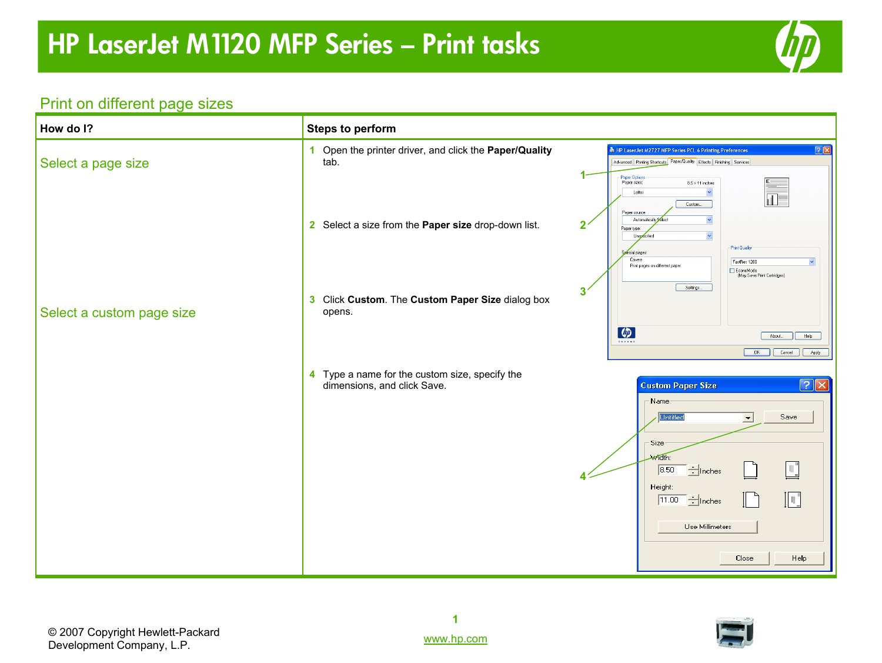# HP LaserJet M1120 MFP Series – Print tasks

## Print on different page sizes

| How do I? | Steps to perform |
|---|---|
| Select a page size | 1 Open the printer driver, and click the **Paper/Quality** tab.<br>2 Select a size from the **Paper size** drop-down list. |
| Select a custom page size | 3 Click **Custom**. The **Custom Paper Size** dialog box opens.<br>4 Type a name for the custom size, specify the dimensions, and click Save. |

© 2007 Copyright Hewlett-Packard Development Company, L.P.

www.hp.com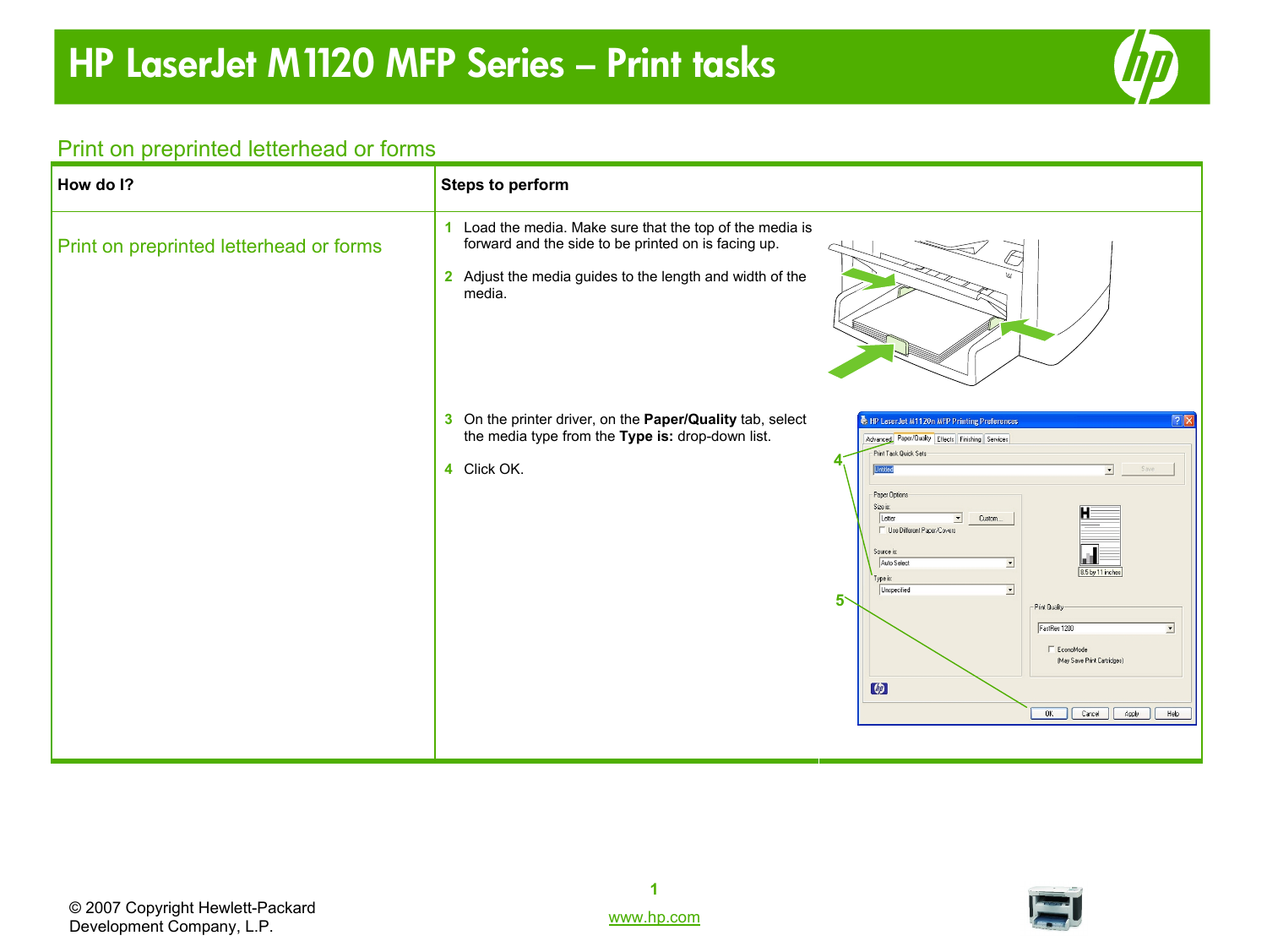# HP LaserJet M1120 MFP Series – Print tasks

## Print on preprinted letterhead or forms

| How do I? | Steps to perform |
|---|---|
| Print on preprinted letterhead or forms | 1 Load the media. Make sure that the top of the media is forward and the side to be printed on is facing up.<br><br>2 Adjust the media guides to the length and width of the media.<br><br>3 On the printer driver, on the **Paper/Quality** tab, select the media type from the **Type is:** drop-down list.<br><br>4 Click OK. |

© 2007 Copyright Hewlett-Packard Development Company, L.P.

www.hp.com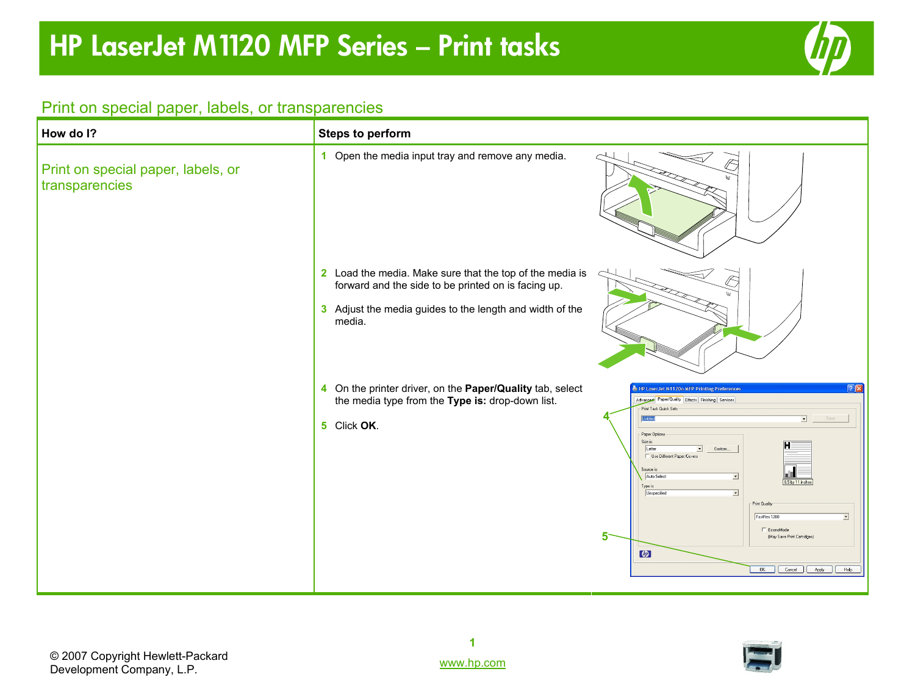# HP LaserJet M1120 MFP Series – Print tasks

## Print on special paper, labels, or transparencies

| How do I? | Steps to perform |
| --- | --- |
| Print on special paper, labels, or transparencies | **1** Open the media input tray and remove any media.<br><br>**2** Load the media. Make sure that the top of the media is forward and the side to be printed on is facing up.<br><br>**3** Adjust the media guides to the length and width of the media.<br><br>**4** On the printer driver, on the **Paper/Quality** tab, select the media type from the **Type is:** drop-down list.<br><br>**5** Click **OK**. |

© 2007 Copyright Hewlett-Packard Development Company, L.P.

www.hp.com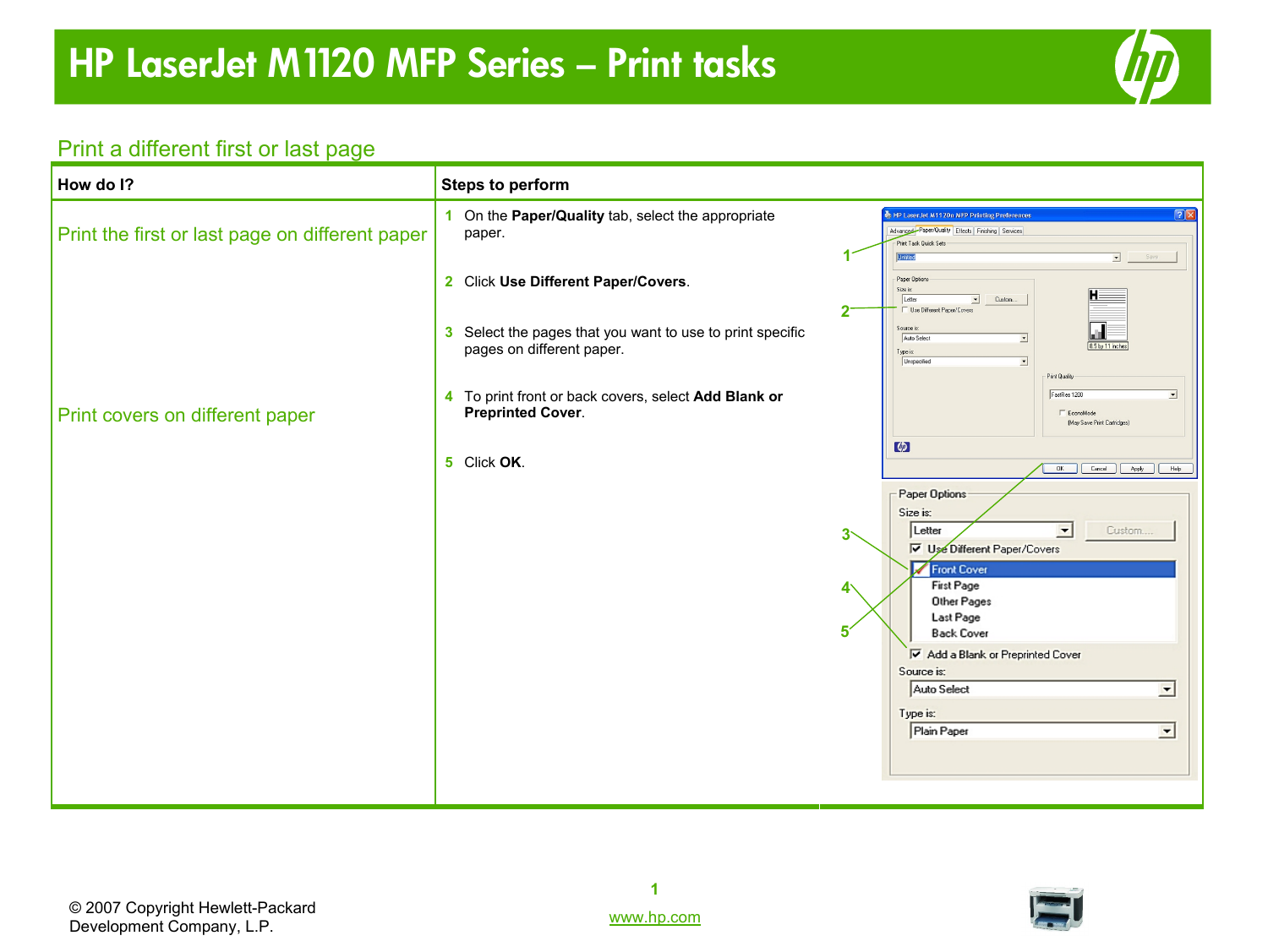# HP LaserJet M1120 MFP Series – Print tasks

## Print a different first or last page

| How do I? | Steps to perform |
| --- | --- |
| Print the first or last page on different paper | **1** On the **Paper/Quality** tab, select the appropriate paper.<br>**2** Click **Use Different Paper/Covers**.<br>**3** Select the pages that you want to use to print specific pages on different paper. |
| Print covers on different paper | **4** To print front or back covers, select **Add Blank or Preprinted Cover**.<br>**5** Click **OK**. |

© 2007 Copyright Hewlett-Packard Development Company, L.P.

www.hp.com